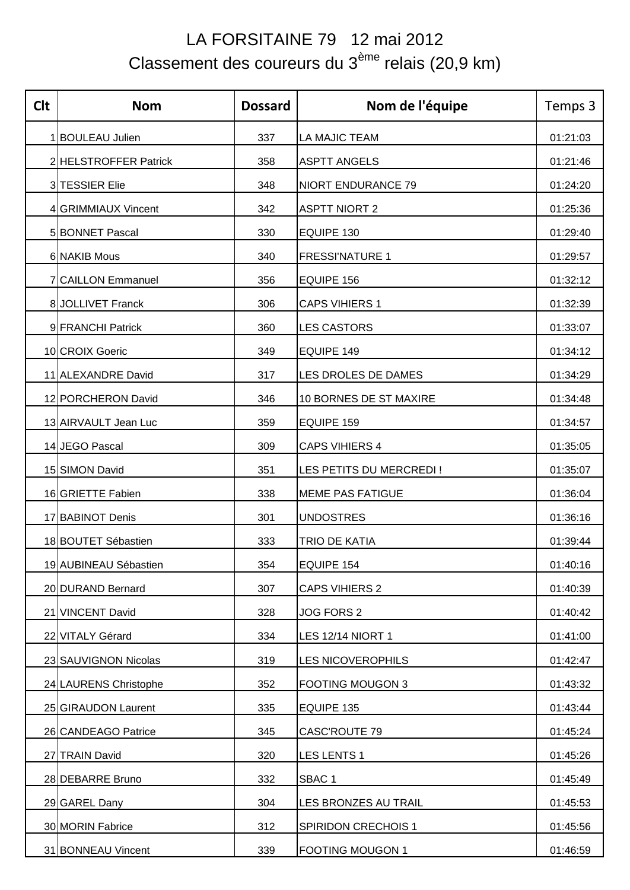# LA FORSITAINE 79 12 mai 2012

## Classement des coureurs du 3ème relais (20,9 km)

| Clt | Nom | Dossard | Nom de l'équipe | Temps 3 |
|---|---|---|---|---|
| 1 | BOULEAU Julien | 337 | LA MAJIC TEAM | 01:21:03 |
| 2 | HELSTROFFER Patrick | 358 | ASPTT ANGELS | 01:21:46 |
| 3 | TESSIER Elie | 348 | NIORT ENDURANCE 79 | 01:24:20 |
| 4 | GRIMMIAUX Vincent | 342 | ASPTT NIORT 2 | 01:25:36 |
| 5 | BONNET Pascal | 330 | EQUIPE 130 | 01:29:40 |
| 6 | NAKIB Mous | 340 | FRESSI'NATURE 1 | 01:29:57 |
| 7 | CAILLON Emmanuel | 356 | EQUIPE 156 | 01:32:12 |
| 8 | JOLLIVET Franck | 306 | CAPS VIHIERS 1 | 01:32:39 |
| 9 | FRANCHI Patrick | 360 | LES CASTORS | 01:33:07 |
| 10 | CROIX Goeric | 349 | EQUIPE 149 | 01:34:12 |
| 11 | ALEXANDRE David | 317 | LES DROLES DE DAMES | 01:34:29 |
| 12 | PORCHERON David | 346 | 10 BORNES DE ST MAXIRE | 01:34:48 |
| 13 | AIRVAULT Jean Luc | 359 | EQUIPE 159 | 01:34:57 |
| 14 | JEGO Pascal | 309 | CAPS VIHIERS 4 | 01:35:05 |
| 15 | SIMON David | 351 | LES PETITS DU MERCREDI ! | 01:35:07 |
| 16 | GRIETTE Fabien | 338 | MEME PAS FATIGUE | 01:36:04 |
| 17 | BABINOT Denis | 301 | UNDOSTRES | 01:36:16 |
| 18 | BOUTET Sébastien | 333 | TRIO DE KATIA | 01:39:44 |
| 19 | AUBINEAU Sébastien | 354 | EQUIPE 154 | 01:40:16 |
| 20 | DURAND Bernard | 307 | CAPS VIHIERS 2 | 01:40:39 |
| 21 | VINCENT David | 328 | JOG FORS 2 | 01:40:42 |
| 22 | VITALY Gérard | 334 | LES 12/14 NIORT 1 | 01:41:00 |
| 23 | SAUVIGNON Nicolas | 319 | LES NICOVEROPHILS | 01:42:47 |
| 24 | LAURENS Christophe | 352 | FOOTING MOUGON 3 | 01:43:32 |
| 25 | GIRAUDON Laurent | 335 | EQUIPE 135 | 01:43:44 |
| 26 | CANDEAGO Patrice | 345 | CASC'ROUTE 79 | 01:45:24 |
| 27 | TRAIN David | 320 | LES LENTS 1 | 01:45:26 |
| 28 | DEBARRE Bruno | 332 | SBAC 1 | 01:45:49 |
| 29 | GAREL Dany | 304 | LES BRONZES AU TRAIL | 01:45:53 |
| 30 | MORIN Fabrice | 312 | SPIRIDON CRECHOIS 1 | 01:45:56 |
| 31 | BONNEAU Vincent | 339 | FOOTING MOUGON 1 | 01:46:59 |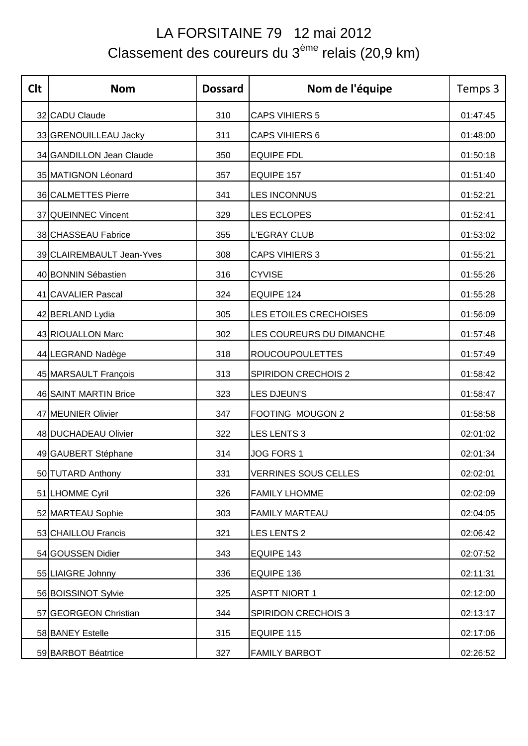# LA FORSITAINE 79 12 mai 2012

## Classement des coureurs du 3ème relais (20,9 km)

| Clt | Nom | Dossard | Nom de l'équipe | Temps 3 |
|---|---|---|---|---|
| 32 | CADU Claude | 310 | CAPS VIHIERS 5 | 01:47:45 |
| 33 | GRENOUILLEAU Jacky | 311 | CAPS VIHIERS 6 | 01:48:00 |
| 34 | GANDILLON Jean Claude | 350 | EQUIPE FDL | 01:50:18 |
| 35 | MATIGNON Léonard | 357 | EQUIPE 157 | 01:51:40 |
| 36 | CALMETTES Pierre | 341 | LES INCONNUS | 01:52:21 |
| 37 | QUEINNEC Vincent | 329 | LES ECLOPES | 01:52:41 |
| 38 | CHASSEAU Fabrice | 355 | L'EGRAY CLUB | 01:53:02 |
| 39 | CLAIREMBAULT Jean-Yves | 308 | CAPS VIHIERS 3 | 01:55:21 |
| 40 | BONNIN Sébastien | 316 | CYVISE | 01:55:26 |
| 41 | CAVALIER Pascal | 324 | EQUIPE 124 | 01:55:28 |
| 42 | BERLAND Lydia | 305 | LES ETOILES CRECHOISES | 01:56:09 |
| 43 | RIOUALLON Marc | 302 | LES COUREURS DU DIMANCHE | 01:57:48 |
| 44 | LEGRAND Nadège | 318 | ROUCOUPOULETTES | 01:57:49 |
| 45 | MARSAULT François | 313 | SPIRIDON CRECHOIS 2 | 01:58:42 |
| 46 | SAINT MARTIN Brice | 323 | LES DJEUN'S | 01:58:47 |
| 47 | MEUNIER Olivier | 347 | FOOTING MOUGON 2 | 01:58:58 |
| 48 | DUCHADEAU Olivier | 322 | LES LENTS 3 | 02:01:02 |
| 49 | GAUBERT Stéphane | 314 | JOG FORS 1 | 02:01:34 |
| 50 | TUTARD Anthony | 331 | VERRINES SOUS CELLES | 02:02:01 |
| 51 | LHOMME Cyril | 326 | FAMILY LHOMME | 02:02:09 |
| 52 | MARTEAU Sophie | 303 | FAMILY MARTEAU | 02:04:05 |
| 53 | CHAILLOU Francis | 321 | LES LENTS 2 | 02:06:42 |
| 54 | GOUSSEN Didier | 343 | EQUIPE 143 | 02:07:52 |
| 55 | LIAIGRE Johnny | 336 | EQUIPE 136 | 02:11:31 |
| 56 | BOISSINOT Sylvie | 325 | ASPTT NIORT 1 | 02:12:00 |
| 57 | GEORGEON Christian | 344 | SPIRIDON CRECHOIS 3 | 02:13:17 |
| 58 | BANEY Estelle | 315 | EQUIPE 115 | 02:17:06 |
| 59 | BARBOT Béatrtice | 327 | FAMILY BARBOT | 02:26:52 |